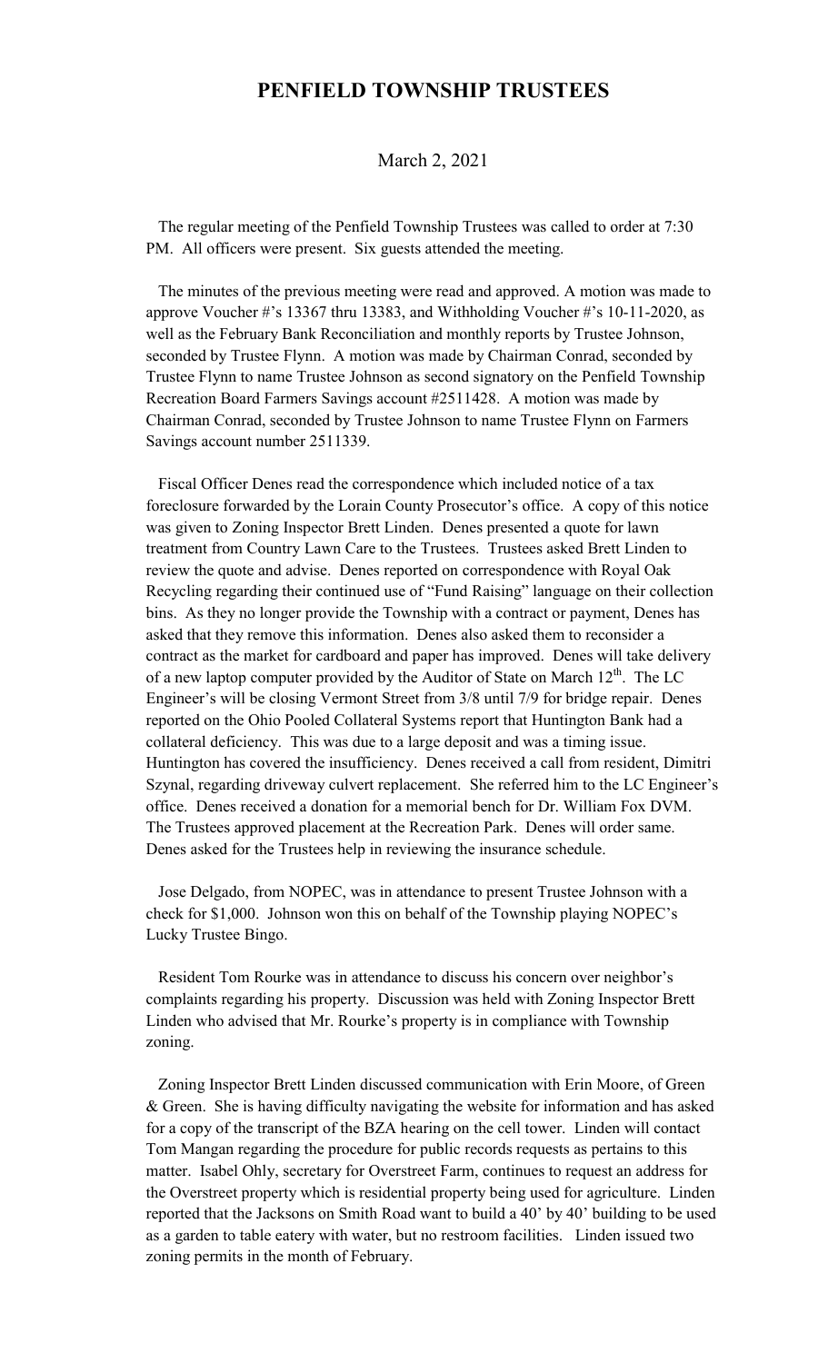# PENFIELD TOWNSHIP TRUSTEES

March 2, 2021

The regular meeting of the Penfield Township Trustees was called to order at 7:30 PM. All officers were present. Six guests attended the meeting.

The minutes of the previous meeting were read and approved. A motion was made to approve Voucher #'s 13367 thru 13383, and Withholding Voucher #'s 10-11-2020, as well as the February Bank Reconciliation and monthly reports by Trustee Johnson, seconded by Trustee Flynn. A motion was made by Chairman Conrad, seconded by Trustee Flynn to name Trustee Johnson as second signatory on the Penfield Township Recreation Board Farmers Savings account #2511428. A motion was made by Chairman Conrad, seconded by Trustee Johnson to name Trustee Flynn on Farmers Savings account number 2511339.

Fiscal Officer Denes read the correspondence which included notice of a tax foreclosure forwarded by the Lorain County Prosecutor's office. A copy of this notice was given to Zoning Inspector Brett Linden. Denes presented a quote for lawn treatment from Country Lawn Care to the Trustees. Trustees asked Brett Linden to review the quote and advise. Denes reported on correspondence with Royal Oak Recycling regarding their continued use of "Fund Raising" language on their collection bins. As they no longer provide the Township with a contract or payment, Denes has asked that they remove this information. Denes also asked them to reconsider a contract as the market for cardboard and paper has improved. Denes will take delivery of a new laptop computer provided by the Auditor of State on March 12th. The LC Engineer's will be closing Vermont Street from 3/8 until 7/9 for bridge repair. Denes reported on the Ohio Pooled Collateral Systems report that Huntington Bank had a collateral deficiency. This was due to a large deposit and was a timing issue. Huntington has covered the insufficiency. Denes received a call from resident, Dimitri Szynal, regarding driveway culvert replacement. She referred him to the LC Engineer's office. Denes received a donation for a memorial bench for Dr. William Fox DVM. The Trustees approved placement at the Recreation Park. Denes will order same. Denes asked for the Trustees help in reviewing the insurance schedule.

Jose Delgado, from NOPEC, was in attendance to present Trustee Johnson with a check for $1,000. Johnson won this on behalf of the Township playing NOPEC's Lucky Trustee Bingo.

Resident Tom Rourke was in attendance to discuss his concern over neighbor's complaints regarding his property. Discussion was held with Zoning Inspector Brett Linden who advised that Mr. Rourke's property is in compliance with Township zoning.

Zoning Inspector Brett Linden discussed communication with Erin Moore, of Green & Green. She is having difficulty navigating the website for information and has asked for a copy of the transcript of the BZA hearing on the cell tower. Linden will contact Tom Mangan regarding the procedure for public records requests as pertains to this matter. Isabel Ohly, secretary for Overstreet Farm, continues to request an address for the Overstreet property which is residential property being used for agriculture. Linden reported that the Jacksons on Smith Road want to build a 40' by 40' building to be used as a garden to table eatery with water, but no restroom facilities. Linden issued two zoning permits in the month of February.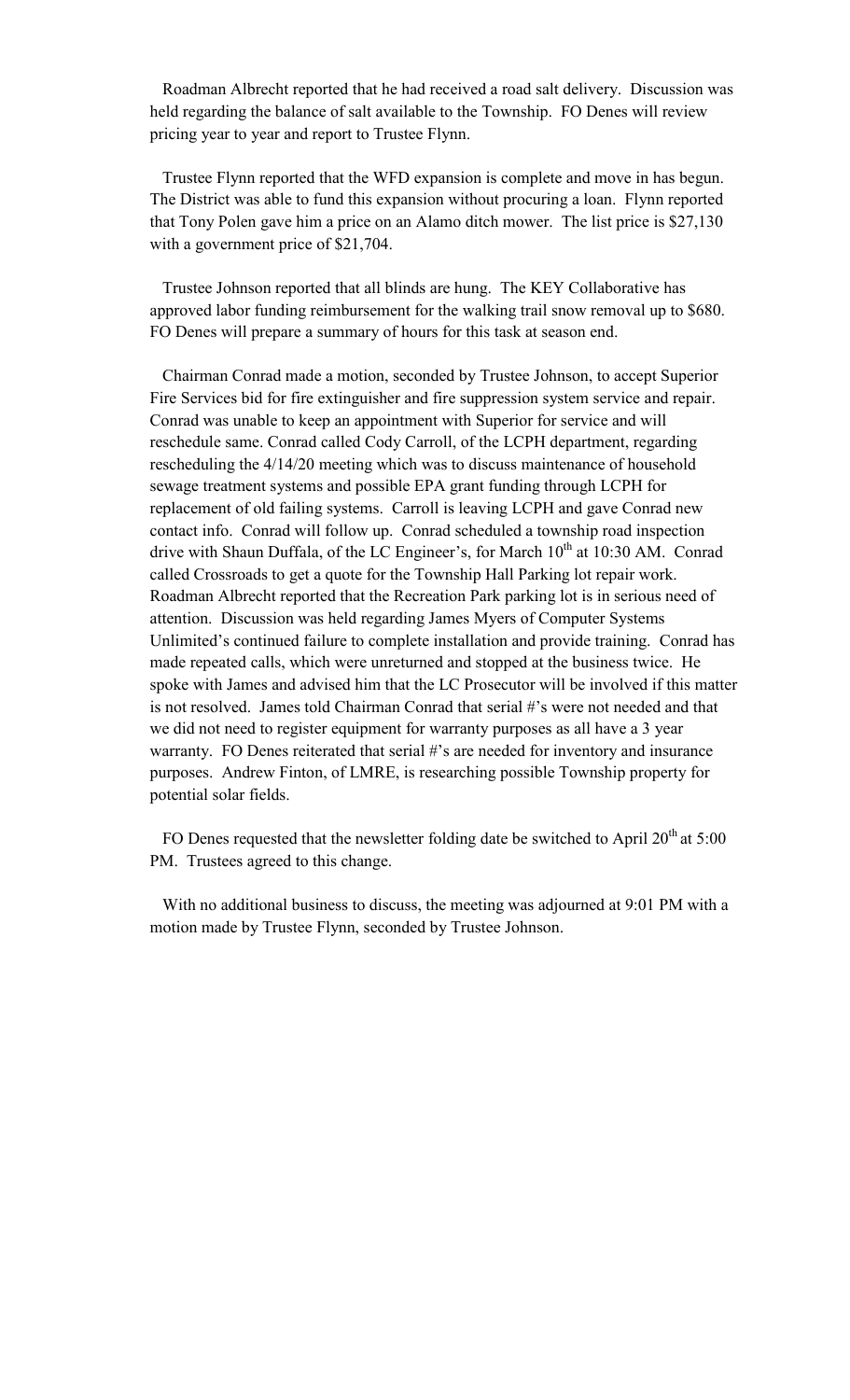Roadman Albrecht reported that he had received a road salt delivery. Discussion was held regarding the balance of salt available to the Township. FO Denes will review pricing year to year and report to Trustee Flynn.

Trustee Flynn reported that the WFD expansion is complete and move in has begun. The District was able to fund this expansion without procuring a loan. Flynn reported that Tony Polen gave him a price on an Alamo ditch mower. The list price is $27,130 with a government price of $21,704.

Trustee Johnson reported that all blinds are hung. The KEY Collaborative has approved labor funding reimbursement for the walking trail snow removal up to $680. FO Denes will prepare a summary of hours for this task at season end.

Chairman Conrad made a motion, seconded by Trustee Johnson, to accept Superior Fire Services bid for fire extinguisher and fire suppression system service and repair. Conrad was unable to keep an appointment with Superior for service and will reschedule same. Conrad called Cody Carroll, of the LCPH department, regarding rescheduling the 4/14/20 meeting which was to discuss maintenance of household sewage treatment systems and possible EPA grant funding through LCPH for replacement of old failing systems. Carroll is leaving LCPH and gave Conrad new contact info. Conrad will follow up. Conrad scheduled a township road inspection drive with Shaun Duffala, of the LC Engineer's, for March 10th at 10:30 AM. Conrad called Crossroads to get a quote for the Township Hall Parking lot repair work. Roadman Albrecht reported that the Recreation Park parking lot is in serious need of attention. Discussion was held regarding James Myers of Computer Systems Unlimited's continued failure to complete installation and provide training. Conrad has made repeated calls, which were unreturned and stopped at the business twice. He spoke with James and advised him that the LC Prosecutor will be involved if this matter is not resolved. James told Chairman Conrad that serial #'s were not needed and that we did not need to register equipment for warranty purposes as all have a 3 year warranty. FO Denes reiterated that serial #'s are needed for inventory and insurance purposes. Andrew Finton, of LMRE, is researching possible Township property for potential solar fields.

FO Denes requested that the newsletter folding date be switched to April 20th at 5:00 PM. Trustees agreed to this change.

With no additional business to discuss, the meeting was adjourned at 9:01 PM with a motion made by Trustee Flynn, seconded by Trustee Johnson.